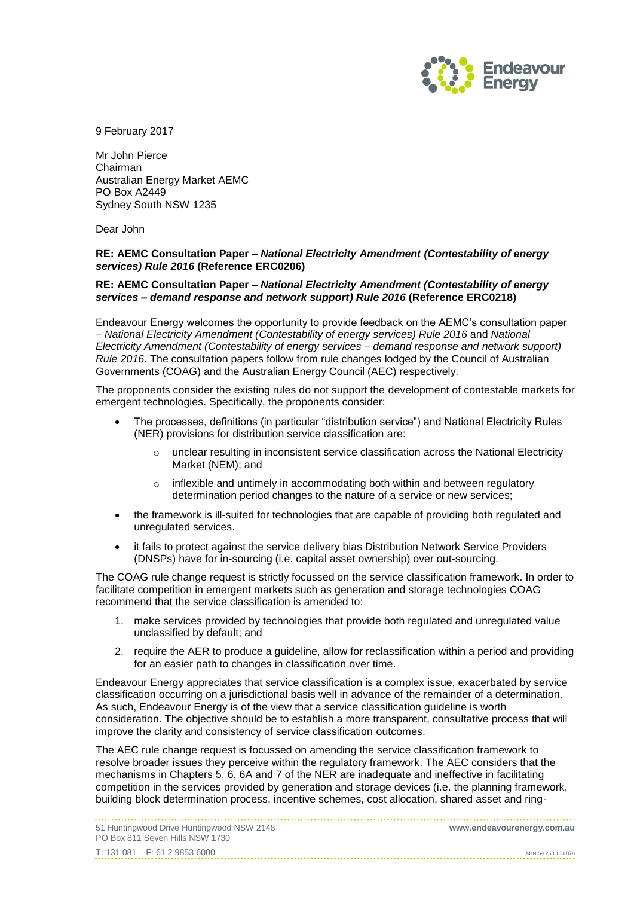9 February 2017

Mr John Pierce
Chairman
Australian Energy Market AEMC
PO Box A2449
Sydney South NSW 1235

Dear John

**RE: AEMC Consultation Paper – *National Electricity Amendment (Contestability of energy services) Rule 2016* (Reference ERC0206)**

**RE: AEMC Consultation Paper – *National Electricity Amendment (Contestability of energy services – demand response and network support) Rule 2016* (Reference ERC0218)**

Endeavour Energy welcomes the opportunity to provide feedback on the AEMC's consultation paper – *National Electricity Amendment (Contestability of energy services) Rule 2016* and *National Electricity Amendment (Contestability of energy services – demand response and network support) Rule 2016*. The consultation papers follow from rule changes lodged by the Council of Australian Governments (COAG) and the Australian Energy Council (AEC) respectively.

The proponents consider the existing rules do not support the development of contestable markets for emergent technologies. Specifically, the proponents consider:

- The processes, definitions (in particular "distribution service") and National Electricity Rules (NER) provisions for distribution service classification are:
  - unclear resulting in inconsistent service classification across the National Electricity Market (NEM); and
  - inflexible and untimely in accommodating both within and between regulatory determination period changes to the nature of a service or new services;
- the framework is ill-suited for technologies that are capable of providing both regulated and unregulated services.
- it fails to protect against the service delivery bias Distribution Network Service Providers (DNSPs) have for in-sourcing (i.e. capital asset ownership) over out-sourcing.

The COAG rule change request is strictly focussed on the service classification framework. In order to facilitate competition in emergent markets such as generation and storage technologies COAG recommend that the service classification is amended to:

1. make services provided by technologies that provide both regulated and unregulated value unclassified by default; and
2. require the AER to produce a guideline, allow for reclassification within a period and providing for an easier path to changes in classification over time.

Endeavour Energy appreciates that service classification is a complex issue, exacerbated by service classification occurring on a jurisdictional basis well in advance of the remainder of a determination. As such, Endeavour Energy is of the view that a service classification guideline is worth consideration. The objective should be to establish a more transparent, consultative process that will improve the clarity and consistency of service classification outcomes.

The AEC rule change request is focussed on amending the service classification framework to resolve broader issues they perceive within the regulatory framework. The AEC considers that the mechanisms in Chapters 5, 6, 6A and 7 of the NER are inadequate and ineffective in facilitating competition in the services provided by generation and storage devices (i.e. the planning framework, building block determination process, incentive schemes, cost allocation, shared asset and ring-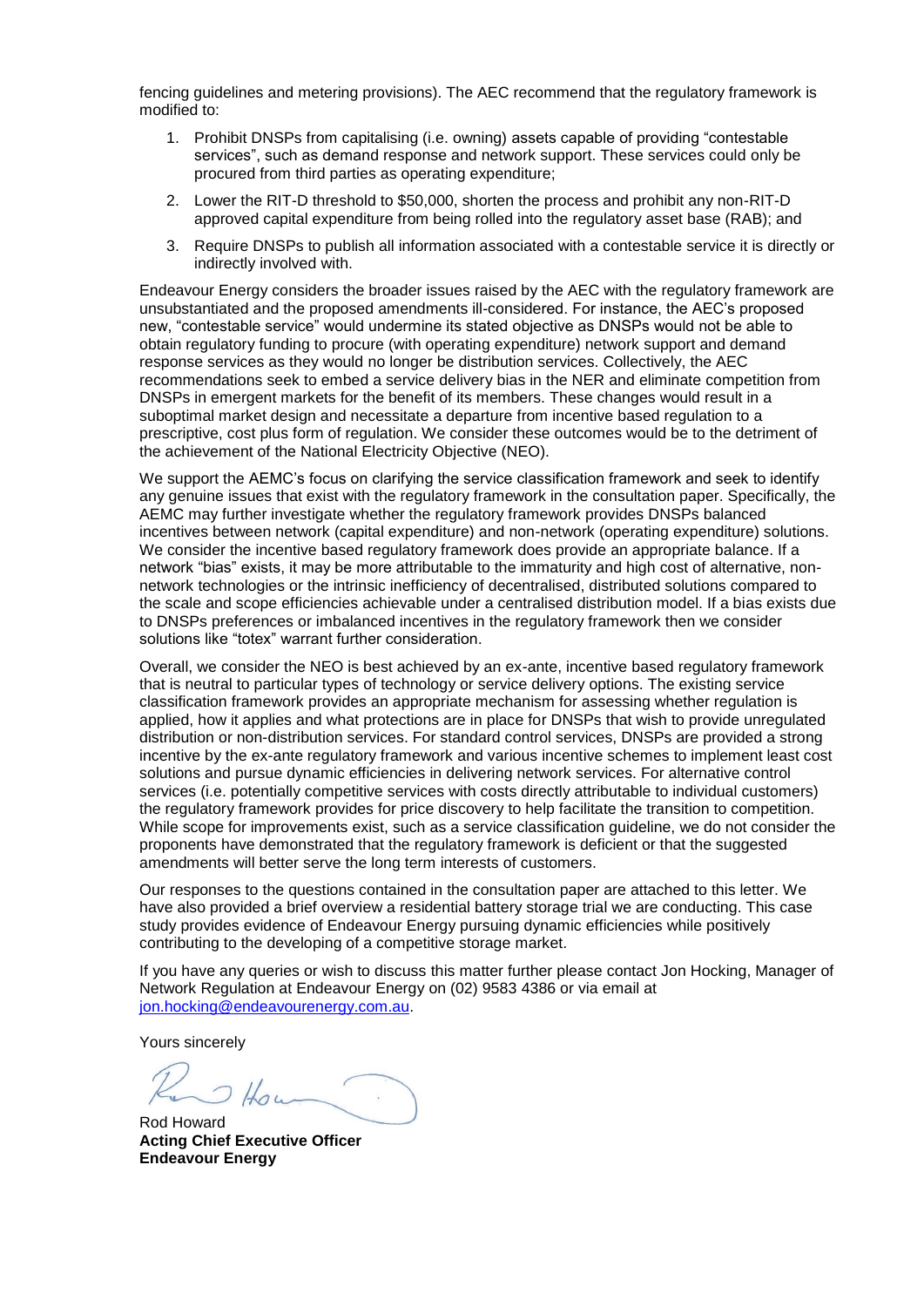fencing guidelines and metering provisions). The AEC recommend that the regulatory framework is modified to:

1. Prohibit DNSPs from capitalising (i.e. owning) assets capable of providing "contestable services", such as demand response and network support. These services could only be procured from third parties as operating expenditure;
2. Lower the RIT-D threshold to $50,000, shorten the process and prohibit any non-RIT-D approved capital expenditure from being rolled into the regulatory asset base (RAB); and
3. Require DNSPs to publish all information associated with a contestable service it is directly or indirectly involved with.

Endeavour Energy considers the broader issues raised by the AEC with the regulatory framework are unsubstantiated and the proposed amendments ill-considered. For instance, the AEC's proposed new, "contestable service" would undermine its stated objective as DNSPs would not be able to obtain regulatory funding to procure (with operating expenditure) network support and demand response services as they would no longer be distribution services. Collectively, the AEC recommendations seek to embed a service delivery bias in the NER and eliminate competition from DNSPs in emergent markets for the benefit of its members. These changes would result in a suboptimal market design and necessitate a departure from incentive based regulation to a prescriptive, cost plus form of regulation. We consider these outcomes would be to the detriment of the achievement of the National Electricity Objective (NEO).

We support the AEMC's focus on clarifying the service classification framework and seek to identify any genuine issues that exist with the regulatory framework in the consultation paper. Specifically, the AEMC may further investigate whether the regulatory framework provides DNSPs balanced incentives between network (capital expenditure) and non-network (operating expenditure) solutions. We consider the incentive based regulatory framework does provide an appropriate balance. If a network "bias" exists, it may be more attributable to the immaturity and high cost of alternative, non-network technologies or the intrinsic inefficiency of decentralised, distributed solutions compared to the scale and scope efficiencies achievable under a centralised distribution model. If a bias exists due to DNSPs preferences or imbalanced incentives in the regulatory framework then we consider solutions like "totex" warrant further consideration.

Overall, we consider the NEO is best achieved by an ex-ante, incentive based regulatory framework that is neutral to particular types of technology or service delivery options. The existing service classification framework provides an appropriate mechanism for assessing whether regulation is applied, how it applies and what protections are in place for DNSPs that wish to provide unregulated distribution or non-distribution services. For standard control services, DNSPs are provided a strong incentive by the ex-ante regulatory framework and various incentive schemes to implement least cost solutions and pursue dynamic efficiencies in delivering network services. For alternative control services (i.e. potentially competitive services with costs directly attributable to individual customers) the regulatory framework provides for price discovery to help facilitate the transition to competition. While scope for improvements exist, such as a service classification guideline, we do not consider the proponents have demonstrated that the regulatory framework is deficient or that the suggested amendments will better serve the long term interests of customers.

Our responses to the questions contained in the consultation paper are attached to this letter. We have also provided a brief overview a residential battery storage trial we are conducting. This case study provides evidence of Endeavour Energy pursuing dynamic efficiencies while positively contributing to the developing of a competitive storage market.

If you have any queries or wish to discuss this matter further please contact Jon Hocking, Manager of Network Regulation at Endeavour Energy on (02) 9583 4386 or via email at jon.hocking@endeavourenergy.com.au.

Yours sincerely

Rod Howard
**Acting Chief Executive Officer**
**Endeavour Energy**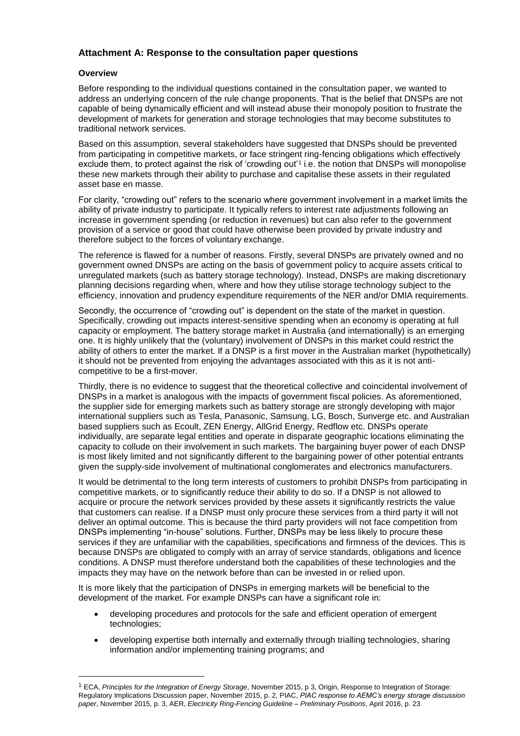### Attachment A: Response to the consultation paper questions

#### Overview

Before responding to the individual questions contained in the consultation paper, we wanted to address an underlying concern of the rule change proponents. That is the belief that DNSPs are not capable of being dynamically efficient and will instead abuse their monopoly position to frustrate the development of markets for generation and storage technologies that may become substitutes to traditional network services.

Based on this assumption, several stakeholders have suggested that DNSPs should be prevented from participating in competitive markets, or face stringent ring-fencing obligations which effectively exclude them, to protect against the risk of 'crowding out'[1] i.e. the notion that DNSPs will monopolise these new markets through their ability to purchase and capitalise these assets in their regulated asset base en masse.

For clarity, "crowding out" refers to the scenario where government involvement in a market limits the ability of private industry to participate. It typically refers to interest rate adjustments following an increase in government spending (or reduction in revenues) but can also refer to the government provision of a service or good that could have otherwise been provided by private industry and therefore subject to the forces of voluntary exchange.

The reference is flawed for a number of reasons. Firstly, several DNSPs are privately owned and no government owned DNSPs are acting on the basis of government policy to acquire assets critical to unregulated markets (such as battery storage technology). Instead, DNSPs are making discretionary planning decisions regarding when, where and how they utilise storage technology subject to the efficiency, innovation and prudency expenditure requirements of the NER and/or DMIA requirements.

Secondly, the occurrence of "crowding out" is dependent on the state of the market in question. Specifically, crowding out impacts interest-sensitive spending when an economy is operating at full capacity or employment. The battery storage market in Australia (and internationally) is an emerging one. It is highly unlikely that the (voluntary) involvement of DNSPs in this market could restrict the ability of others to enter the market. If a DNSP is a first mover in the Australian market (hypothetically) it should not be prevented from enjoying the advantages associated with this as it is not anti-competitive to be a first-mover.

Thirdly, there is no evidence to suggest that the theoretical collective and coincidental involvement of DNSPs in a market is analogous with the impacts of government fiscal policies. As aforementioned, the supplier side for emerging markets such as battery storage are strongly developing with major international suppliers such as Tesla, Panasonic, Samsung, LG, Bosch, Sunverge etc. and Australian based suppliers such as Ecoult, ZEN Energy, AllGrid Energy, Redflow etc. DNSPs operate individually, are separate legal entities and operate in disparate geographic locations eliminating the capacity to collude on their involvement in such markets. The bargaining buyer power of each DNSP is most likely limited and not significantly different to the bargaining power of other potential entrants given the supply-side involvement of multinational conglomerates and electronics manufacturers.

It would be detrimental to the long term interests of customers to prohibit DNSPs from participating in competitive markets, or to significantly reduce their ability to do so. If a DNSP is not allowed to acquire or procure the network services provided by these assets it significantly restricts the value that customers can realise. If a DNSP must only procure these services from a third party it will not deliver an optimal outcome. This is because the third party providers will not face competition from DNSPs implementing "in-house" solutions. Further, DNSPs may be less likely to procure these services if they are unfamiliar with the capabilities, specifications and firmness of the devices. This is because DNSPs are obligated to comply with an array of service standards, obligations and licence conditions. A DNSP must therefore understand both the capabilities of these technologies and the impacts they may have on the network before than can be invested in or relied upon.

It is more likely that the participation of DNSPs in emerging markets will be beneficial to the development of the market. For example DNSPs can have a significant role in:

- developing procedures and protocols for the safe and efficient operation of emergent technologies;
- developing expertise both internally and externally through trialling technologies, sharing information and/or implementing training programs; and

[1] ECA, *Principles for the Integration of Energy Storage*, November 2015, p 3, Origin, Response to Integration of Storage: Regulatory Implications Discussion paper, November 2015, p. 2, PIAC, *PIAC response to AEMC's energy storage discussion paper*, November 2015, p. 3, AER, *Electricity Ring-Fencing Guideline – Preliminary Positions*, April 2016, p. 23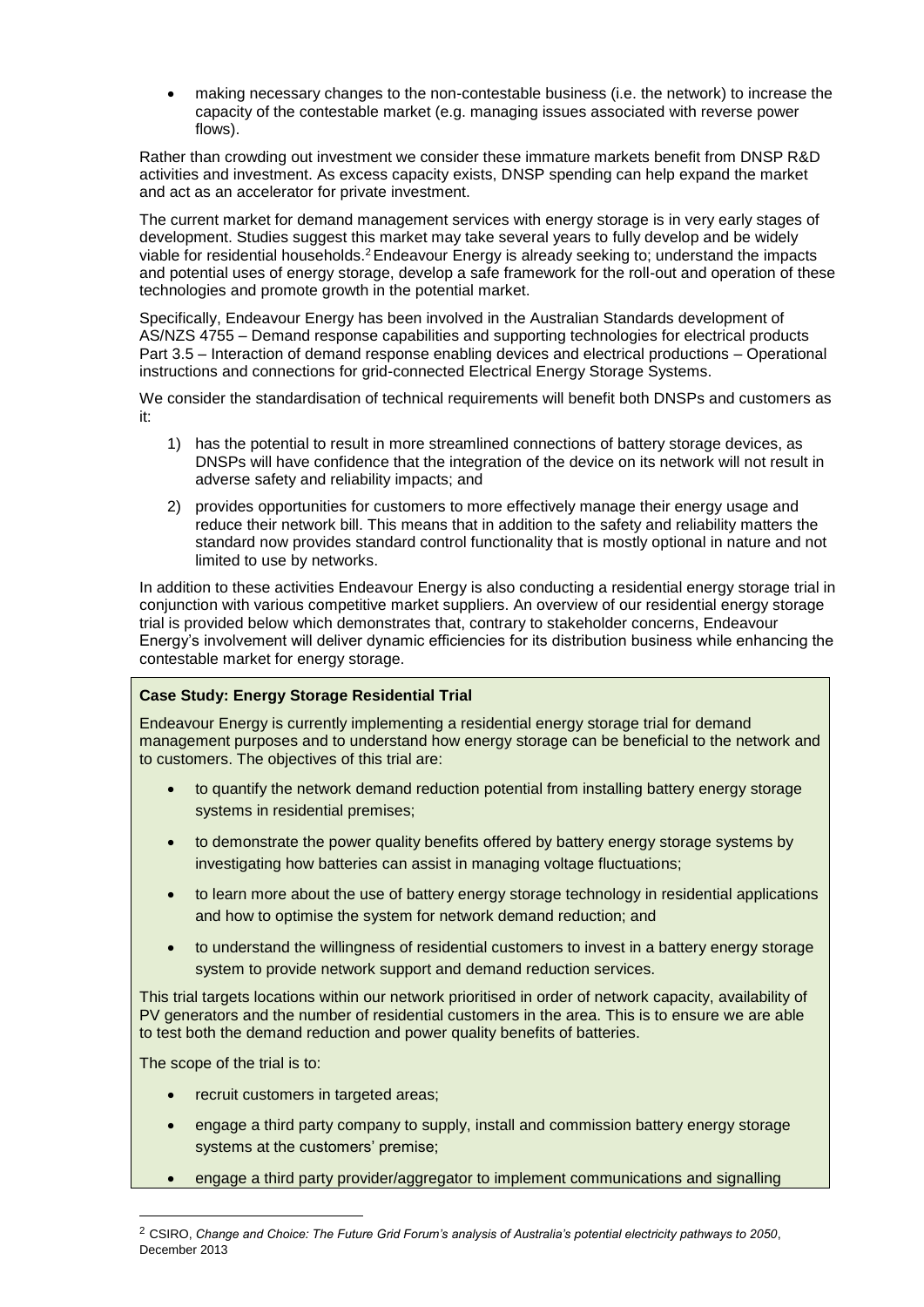- making necessary changes to the non-contestable business (i.e. the network) to increase the capacity of the contestable market (e.g. managing issues associated with reverse power flows).

Rather than crowding out investment we consider these immature markets benefit from DNSP R&D activities and investment. As excess capacity exists, DNSP spending can help expand the market and act as an accelerator for private investment.

The current market for demand management services with energy storage is in very early stages of development. Studies suggest this market may take several years to fully develop and be widely viable for residential households.[2] Endeavour Energy is already seeking to; understand the impacts and potential uses of energy storage, develop a safe framework for the roll-out and operation of these technologies and promote growth in the potential market.

Specifically, Endeavour Energy has been involved in the Australian Standards development of AS/NZS 4755 – Demand response capabilities and supporting technologies for electrical products Part 3.5 – Interaction of demand response enabling devices and electrical productions – Operational instructions and connections for grid-connected Electrical Energy Storage Systems.

We consider the standardisation of technical requirements will benefit both DNSPs and customers as it:

1) has the potential to result in more streamlined connections of battery storage devices, as DNSPs will have confidence that the integration of the device on its network will not result in adverse safety and reliability impacts; and
2) provides opportunities for customers to more effectively manage their energy usage and reduce their network bill. This means that in addition to the safety and reliability matters the standard now provides standard control functionality that is mostly optional in nature and not limited to use by networks.

In addition to these activities Endeavour Energy is also conducting a residential energy storage trial in conjunction with various competitive market suppliers. An overview of our residential energy storage trial is provided below which demonstrates that, contrary to stakeholder concerns, Endeavour Energy's involvement will deliver dynamic efficiencies for its distribution business while enhancing the contestable market for energy storage.

**Case Study: Energy Storage Residential Trial**

Endeavour Energy is currently implementing a residential energy storage trial for demand management purposes and to understand how energy storage can be beneficial to the network and to customers. The objectives of this trial are:

- to quantify the network demand reduction potential from installing battery energy storage systems in residential premises;
- to demonstrate the power quality benefits offered by battery energy storage systems by investigating how batteries can assist in managing voltage fluctuations;
- to learn more about the use of battery energy storage technology in residential applications and how to optimise the system for network demand reduction; and
- to understand the willingness of residential customers to invest in a battery energy storage system to provide network support and demand reduction services.

This trial targets locations within our network prioritised in order of network capacity, availability of PV generators and the number of residential customers in the area. This is to ensure we are able to test both the demand reduction and power quality benefits of batteries.

The scope of the trial is to:

- recruit customers in targeted areas;
- engage a third party company to supply, install and commission battery energy storage systems at the customers' premise;
- engage a third party provider/aggregator to implement communications and signalling

[2] CSIRO, *Change and Choice: The Future Grid Forum's analysis of Australia's potential electricity pathways to 2050*, December 2013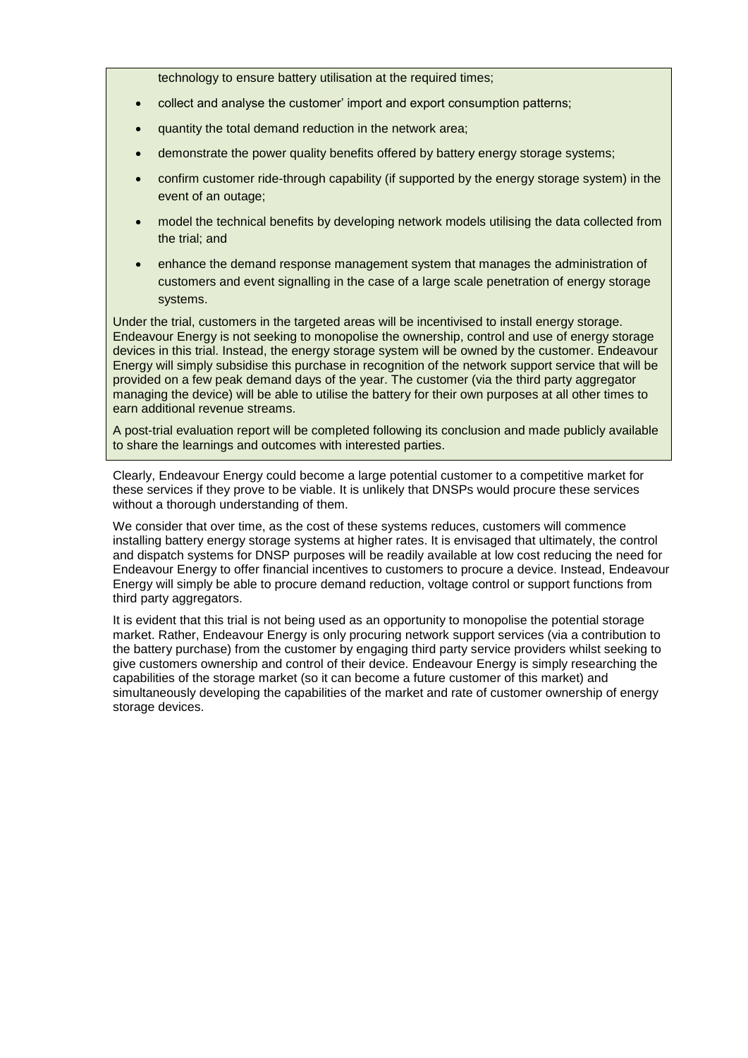technology to ensure battery utilisation at the required times;

- collect and analyse the customer' import and export consumption patterns;
- quantity the total demand reduction in the network area;
- demonstrate the power quality benefits offered by battery energy storage systems;
- confirm customer ride-through capability (if supported by the energy storage system) in the event of an outage;
- model the technical benefits by developing network models utilising the data collected from the trial; and
- enhance the demand response management system that manages the administration of customers and event signalling in the case of a large scale penetration of energy storage systems.

Under the trial, customers in the targeted areas will be incentivised to install energy storage. Endeavour Energy is not seeking to monopolise the ownership, control and use of energy storage devices in this trial. Instead, the energy storage system will be owned by the customer. Endeavour Energy will simply subsidise this purchase in recognition of the network support service that will be provided on a few peak demand days of the year. The customer (via the third party aggregator managing the device) will be able to utilise the battery for their own purposes at all other times to earn additional revenue streams.

A post-trial evaluation report will be completed following its conclusion and made publicly available to share the learnings and outcomes with interested parties.

Clearly, Endeavour Energy could become a large potential customer to a competitive market for these services if they prove to be viable. It is unlikely that DNSPs would procure these services without a thorough understanding of them.

We consider that over time, as the cost of these systems reduces, customers will commence installing battery energy storage systems at higher rates. It is envisaged that ultimately, the control and dispatch systems for DNSP purposes will be readily available at low cost reducing the need for Endeavour Energy to offer financial incentives to customers to procure a device. Instead, Endeavour Energy will simply be able to procure demand reduction, voltage control or support functions from third party aggregators.

It is evident that this trial is not being used as an opportunity to monopolise the potential storage market. Rather, Endeavour Energy is only procuring network support services (via a contribution to the battery purchase) from the customer by engaging third party service providers whilst seeking to give customers ownership and control of their device. Endeavour Energy is simply researching the capabilities of the storage market (so it can become a future customer of this market) and simultaneously developing the capabilities of the market and rate of customer ownership of energy storage devices.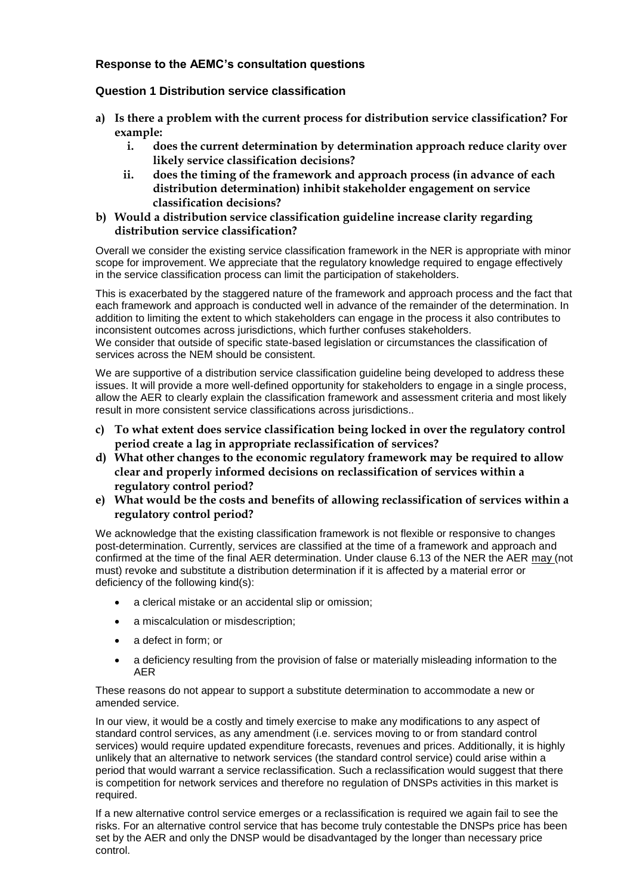### Response to the AEMC's consultation questions

### Question 1 Distribution service classification

**a) Is there a problem with the current process for distribution service classification? For example:**

   **i. does the current determination by determination approach reduce clarity over likely service classification decisions?**

   **ii. does the timing of the framework and approach process (in advance of each distribution determination) inhibit stakeholder engagement on service classification decisions?**

**b) Would a distribution service classification guideline increase clarity regarding distribution service classification?**

Overall we consider the existing service classification framework in the NER is appropriate with minor scope for improvement. We appreciate that the regulatory knowledge required to engage effectively in the service classification process can limit the participation of stakeholders.

This is exacerbated by the staggered nature of the framework and approach process and the fact that each framework and approach is conducted well in advance of the remainder of the determination. In addition to limiting the extent to which stakeholders can engage in the process it also contributes to inconsistent outcomes across jurisdictions, which further confuses stakeholders.
We consider that outside of specific state-based legislation or circumstances the classification of services across the NEM should be consistent.

We are supportive of a distribution service classification guideline being developed to address these issues. It will provide a more well-defined opportunity for stakeholders to engage in a single process, allow the AER to clearly explain the classification framework and assessment criteria and most likely result in more consistent service classifications across jurisdictions..

**c) To what extent does service classification being locked in over the regulatory control period create a lag in appropriate reclassification of services?**

**d) What other changes to the economic regulatory framework may be required to allow clear and properly informed decisions on reclassification of services within a regulatory control period?**

**e) What would be the costs and benefits of allowing reclassification of services within a regulatory control period?**

We acknowledge that the existing classification framework is not flexible or responsive to changes post-determination. Currently, services are classified at the time of a framework and approach and confirmed at the time of the final AER determination. Under clause 6.13 of the NER the AER <u>may</u> (not must) revoke and substitute a distribution determination if it is affected by a material error or deficiency of the following kind(s):

- a clerical mistake or an accidental slip or omission;
- a miscalculation or misdescription;
- a defect in form; or
- a deficiency resulting from the provision of false or materially misleading information to the AER

These reasons do not appear to support a substitute determination to accommodate a new or amended service.

In our view, it would be a costly and timely exercise to make any modifications to any aspect of standard control services, as any amendment (i.e. services moving to or from standard control services) would require updated expenditure forecasts, revenues and prices. Additionally, it is highly unlikely that an alternative to network services (the standard control service) could arise within a period that would warrant a service reclassification. Such a reclassification would suggest that there is competition for network services and therefore no regulation of DNSPs activities in this market is required.

If a new alternative control service emerges or a reclassification is required we again fail to see the risks. For an alternative control service that has become truly contestable the DNSPs price has been set by the AER and only the DNSP would be disadvantaged by the longer than necessary price control.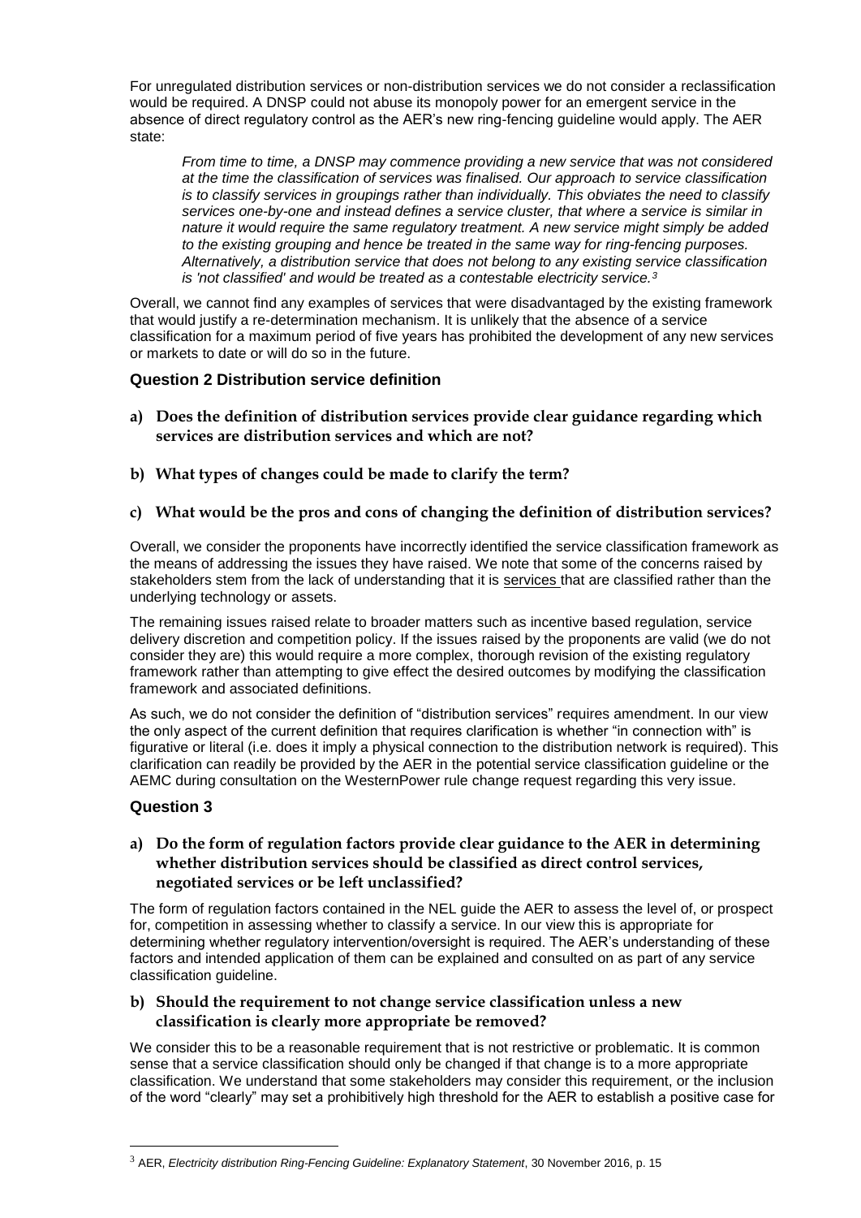For unregulated distribution services or non-distribution services we do not consider a reclassification would be required. A DNSP could not abuse its monopoly power for an emergent service in the absence of direct regulatory control as the AER's new ring-fencing guideline would apply. The AER state:

> *From time to time, a DNSP may commence providing a new service that was not considered at the time the classification of services was finalised. Our approach to service classification is to classify services in groupings rather than individually. This obviates the need to classify services one-by-one and instead defines a service cluster, that where a service is similar in nature it would require the same regulatory treatment. A new service might simply be added to the existing grouping and hence be treated in the same way for ring-fencing purposes. Alternatively, a distribution service that does not belong to any existing service classification is 'not classified' and would be treated as a contestable electricity service.*[3]

Overall, we cannot find any examples of services that were disadvantaged by the existing framework that would justify a re-determination mechanism. It is unlikely that the absence of a service classification for a maximum period of five years has prohibited the development of any new services or markets to date or will do so in the future.

### Question 2 Distribution service definition

**a) Does the definition of distribution services provide clear guidance regarding which services are distribution services and which are not?**

**b) What types of changes could be made to clarify the term?**

**c) What would be the pros and cons of changing the definition of distribution services?**

Overall, we consider the proponents have incorrectly identified the service classification framework as the means of addressing the issues they have raised. We note that some of the concerns raised by stakeholders stem from the lack of understanding that it is services that are classified rather than the underlying technology or assets.

The remaining issues raised relate to broader matters such as incentive based regulation, service delivery discretion and competition policy. If the issues raised by the proponents are valid (we do not consider they are) this would require a more complex, thorough revision of the existing regulatory framework rather than attempting to give effect the desired outcomes by modifying the classification framework and associated definitions.

As such, we do not consider the definition of "distribution services" requires amendment. In our view the only aspect of the current definition that requires clarification is whether "in connection with" is figurative or literal (i.e. does it imply a physical connection to the distribution network is required). This clarification can readily be provided by the AER in the potential service classification guideline or the AEMC during consultation on the WesternPower rule change request regarding this very issue.

### Question 3

**a) Do the form of regulation factors provide clear guidance to the AER in determining whether distribution services should be classified as direct control services, negotiated services or be left unclassified?**

The form of regulation factors contained in the NEL guide the AER to assess the level of, or prospect for, competition in assessing whether to classify a service. In our view this is appropriate for determining whether regulatory intervention/oversight is required. The AER's understanding of these factors and intended application of them can be explained and consulted on as part of any service classification guideline.

**b) Should the requirement to not change service classification unless a new classification is clearly more appropriate be removed?**

We consider this to be a reasonable requirement that is not restrictive or problematic. It is common sense that a service classification should only be changed if that change is to a more appropriate classification. We understand that some stakeholders may consider this requirement, or the inclusion of the word "clearly" may set a prohibitively high threshold for the AER to establish a positive case for

[3] AER, *Electricity distribution Ring-Fencing Guideline: Explanatory Statement*, 30 November 2016, p. 15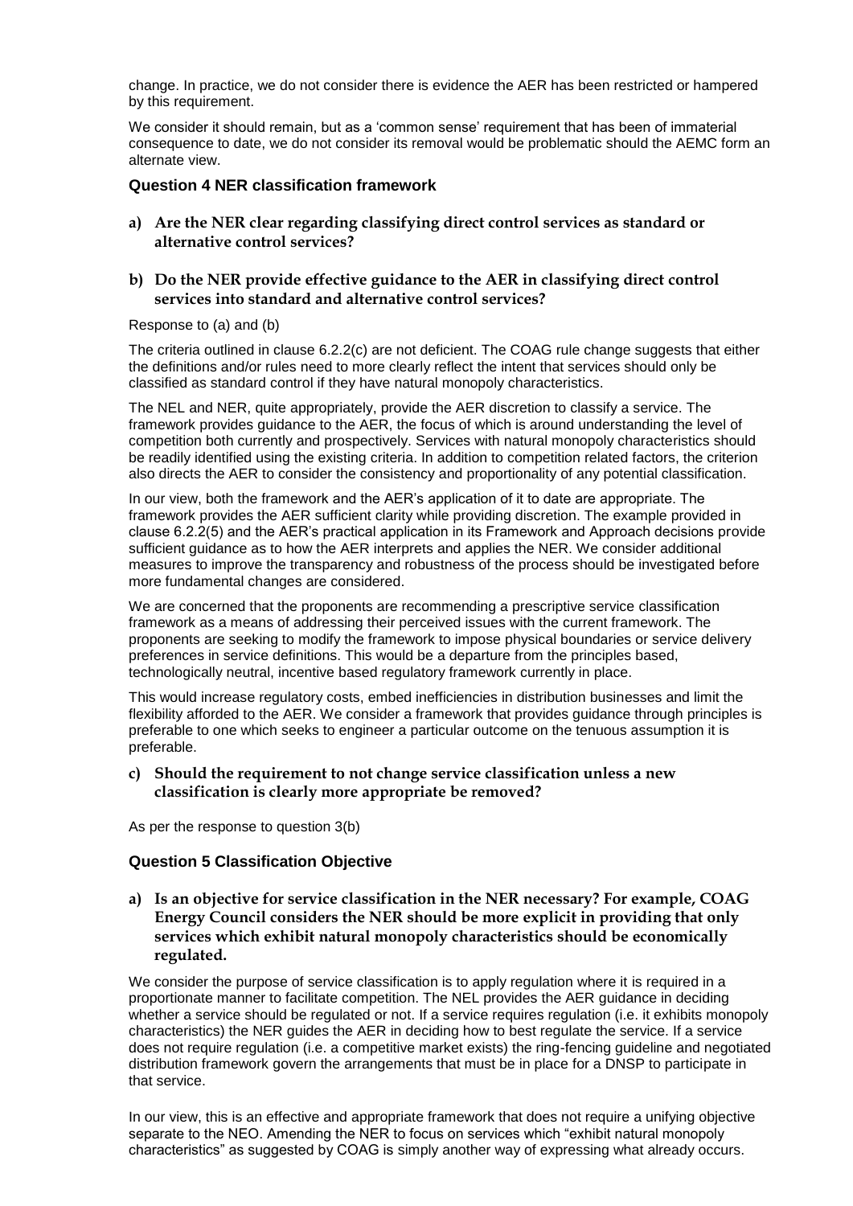change. In practice, we do not consider there is evidence the AER has been restricted or hampered by this requirement.

We consider it should remain, but as a 'common sense' requirement that has been of immaterial consequence to date, we do not consider its removal would be problematic should the AEMC form an alternate view.

### Question 4 NER classification framework

**a) Are the NER clear regarding classifying direct control services as standard or alternative control services?**

**b) Do the NER provide effective guidance to the AER in classifying direct control services into standard and alternative control services?**

Response to (a) and (b)

The criteria outlined in clause 6.2.2(c) are not deficient. The COAG rule change suggests that either the definitions and/or rules need to more clearly reflect the intent that services should only be classified as standard control if they have natural monopoly characteristics.

The NEL and NER, quite appropriately, provide the AER discretion to classify a service. The framework provides guidance to the AER, the focus of which is around understanding the level of competition both currently and prospectively. Services with natural monopoly characteristics should be readily identified using the existing criteria. In addition to competition related factors, the criterion also directs the AER to consider the consistency and proportionality of any potential classification.

In our view, both the framework and the AER's application of it to date are appropriate. The framework provides the AER sufficient clarity while providing discretion. The example provided in clause 6.2.2(5) and the AER's practical application in its Framework and Approach decisions provide sufficient guidance as to how the AER interprets and applies the NER. We consider additional measures to improve the transparency and robustness of the process should be investigated before more fundamental changes are considered.

We are concerned that the proponents are recommending a prescriptive service classification framework as a means of addressing their perceived issues with the current framework. The proponents are seeking to modify the framework to impose physical boundaries or service delivery preferences in service definitions. This would be a departure from the principles based, technologically neutral, incentive based regulatory framework currently in place.

This would increase regulatory costs, embed inefficiencies in distribution businesses and limit the flexibility afforded to the AER. We consider a framework that provides guidance through principles is preferable to one which seeks to engineer a particular outcome on the tenuous assumption it is preferable.

**c) Should the requirement to not change service classification unless a new classification is clearly more appropriate be removed?**

As per the response to question 3(b)

### Question 5 Classification Objective

**a) Is an objective for service classification in the NER necessary? For example, COAG Energy Council considers the NER should be more explicit in providing that only services which exhibit natural monopoly characteristics should be economically regulated.**

We consider the purpose of service classification is to apply regulation where it is required in a proportionate manner to facilitate competition. The NEL provides the AER guidance in deciding whether a service should be regulated or not. If a service requires regulation (i.e. it exhibits monopoly characteristics) the NER guides the AER in deciding how to best regulate the service. If a service does not require regulation (i.e. a competitive market exists) the ring-fencing guideline and negotiated distribution framework govern the arrangements that must be in place for a DNSP to participate in that service.

In our view, this is an effective and appropriate framework that does not require a unifying objective separate to the NEO. Amending the NER to focus on services which "exhibit natural monopoly characteristics" as suggested by COAG is simply another way of expressing what already occurs.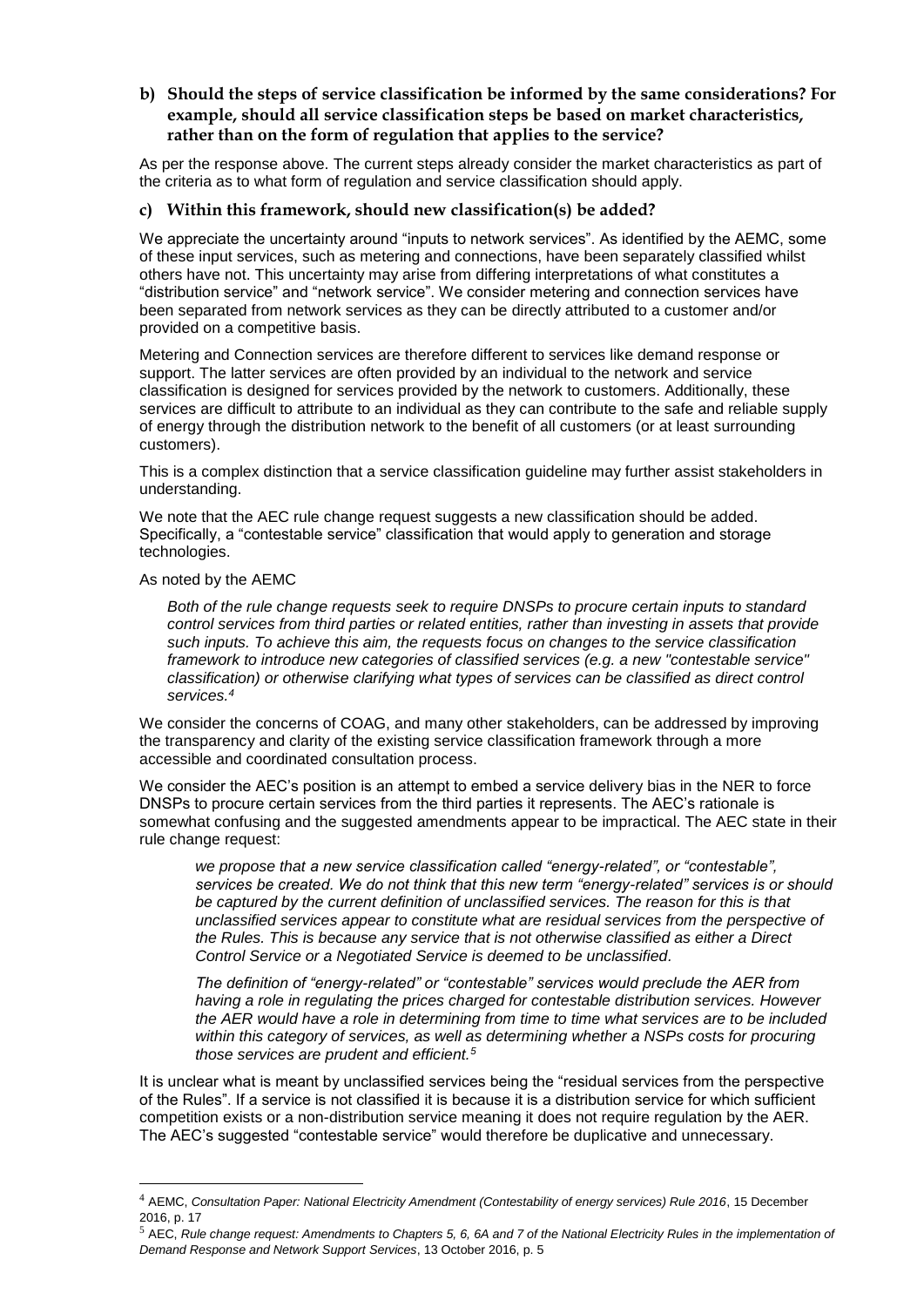**b) Should the steps of service classification be informed by the same considerations? For example, should all service classification steps be based on market characteristics, rather than on the form of regulation that applies to the service?**

As per the response above. The current steps already consider the market characteristics as part of the criteria as to what form of regulation and service classification should apply.

**c) Within this framework, should new classification(s) be added?**

We appreciate the uncertainty around "inputs to network services". As identified by the AEMC, some of these input services, such as metering and connections, have been separately classified whilst others have not. This uncertainty may arise from differing interpretations of what constitutes a "distribution service" and "network service". We consider metering and connection services have been separated from network services as they can be directly attributed to a customer and/or provided on a competitive basis.

Metering and Connection services are therefore different to services like demand response or support. The latter services are often provided by an individual to the network and service classification is designed for services provided by the network to customers. Additionally, these services are difficult to attribute to an individual as they can contribute to the safe and reliable supply of energy through the distribution network to the benefit of all customers (or at least surrounding customers).

This is a complex distinction that a service classification guideline may further assist stakeholders in understanding.

We note that the AEC rule change request suggests a new classification should be added. Specifically, a "contestable service" classification that would apply to generation and storage technologies.

As noted by the AEMC

> *Both of the rule change requests seek to require DNSPs to procure certain inputs to standard control services from third parties or related entities, rather than investing in assets that provide such inputs. To achieve this aim, the requests focus on changes to the service classification framework to introduce new categories of classified services (e.g. a new "contestable service" classification) or otherwise clarifying what types of services can be classified as direct control services.*[4]

We consider the concerns of COAG, and many other stakeholders, can be addressed by improving the transparency and clarity of the existing service classification framework through a more accessible and coordinated consultation process.

We consider the AEC's position is an attempt to embed a service delivery bias in the NER to force DNSPs to procure certain services from the third parties it represents. The AEC's rationale is somewhat confusing and the suggested amendments appear to be impractical. The AEC state in their rule change request:

> *we propose that a new service classification called "energy-related", or "contestable", services be created. We do not think that this new term "energy-related" services is or should be captured by the current definition of unclassified services. The reason for this is that unclassified services appear to constitute what are residual services from the perspective of the Rules. This is because any service that is not otherwise classified as either a Direct Control Service or a Negotiated Service is deemed to be unclassified.*
>
> *The definition of "energy-related" or "contestable" services would preclude the AER from having a role in regulating the prices charged for contestable distribution services. However the AER would have a role in determining from time to time what services are to be included within this category of services, as well as determining whether a NSPs costs for procuring those services are prudent and efficient.*[5]

It is unclear what is meant by unclassified services being the "residual services from the perspective of the Rules". If a service is not classified it is because it is a distribution service for which sufficient competition exists or a non-distribution service meaning it does not require regulation by the AER. The AEC's suggested "contestable service" would therefore be duplicative and unnecessary.

---

[4] AEMC, *Consultation Paper: National Electricity Amendment (Contestability of energy services) Rule 2016*, 15 December 2016, p. 17

[5] AEC, *Rule change request: Amendments to Chapters 5, 6, 6A and 7 of the National Electricity Rules in the implementation of Demand Response and Network Support Services*, 13 October 2016, p. 5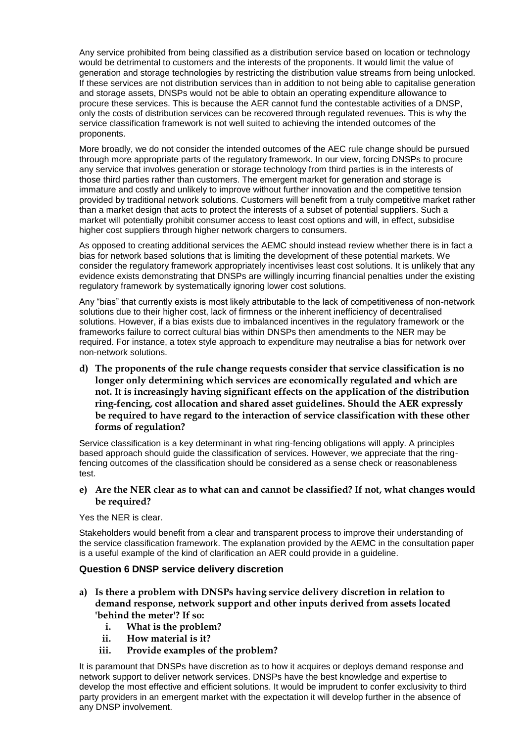Any service prohibited from being classified as a distribution service based on location or technology would be detrimental to customers and the interests of the proponents. It would limit the value of generation and storage technologies by restricting the distribution value streams from being unlocked. If these services are not distribution services than in addition to not being able to capitalise generation and storage assets, DNSPs would not be able to obtain an operating expenditure allowance to procure these services. This is because the AER cannot fund the contestable activities of a DNSP, only the costs of distribution services can be recovered through regulated revenues. This is why the service classification framework is not well suited to achieving the intended outcomes of the proponents.

More broadly, we do not consider the intended outcomes of the AEC rule change should be pursued through more appropriate parts of the regulatory framework. In our view, forcing DNSPs to procure any service that involves generation or storage technology from third parties is in the interests of those third parties rather than customers. The emergent market for generation and storage is immature and costly and unlikely to improve without further innovation and the competitive tension provided by traditional network solutions. Customers will benefit from a truly competitive market rather than a market design that acts to protect the interests of a subset of potential suppliers. Such a market will potentially prohibit consumer access to least cost options and will, in effect, subsidise higher cost suppliers through higher network chargers to consumers.

As opposed to creating additional services the AEMC should instead review whether there is in fact a bias for network based solutions that is limiting the development of these potential markets. We consider the regulatory framework appropriately incentivises least cost solutions. It is unlikely that any evidence exists demonstrating that DNSPs are willingly incurring financial penalties under the existing regulatory framework by systematically ignoring lower cost solutions.

Any "bias" that currently exists is most likely attributable to the lack of competitiveness of non-network solutions due to their higher cost, lack of firmness or the inherent inefficiency of decentralised solutions. However, if a bias exists due to imbalanced incentives in the regulatory framework or the frameworks failure to correct cultural bias within DNSPs then amendments to the NER may be required. For instance, a totex style approach to expenditure may neutralise a bias for network over non-network solutions.

**d) The proponents of the rule change requests consider that service classification is no longer only determining which services are economically regulated and which are not. It is increasingly having significant effects on the application of the distribution ring-fencing, cost allocation and shared asset guidelines. Should the AER expressly be required to have regard to the interaction of service classification with these other forms of regulation?**

Service classification is a key determinant in what ring-fencing obligations will apply. A principles based approach should guide the classification of services. However, we appreciate that the ring-fencing outcomes of the classification should be considered as a sense check or reasonableness test.

**e) Are the NER clear as to what can and cannot be classified? If not, what changes would be required?**

Yes the NER is clear.

Stakeholders would benefit from a clear and transparent process to improve their understanding of the service classification framework. The explanation provided by the AEMC in the consultation paper is a useful example of the kind of clarification an AER could provide in a guideline.

### Question 6 DNSP service delivery discretion

**a) Is there a problem with DNSPs having service delivery discretion in relation to demand response, network support and other inputs derived from assets located 'behind the meter'? If so:**

   **i. What is the problem?**

   **ii. How material is it?**

   **iii. Provide examples of the problem?**

It is paramount that DNSPs have discretion as to how it acquires or deploys demand response and network support to deliver network services. DNSPs have the best knowledge and expertise to develop the most effective and efficient solutions. It would be imprudent to confer exclusivity to third party providers in an emergent market with the expectation it will develop further in the absence of any DNSP involvement.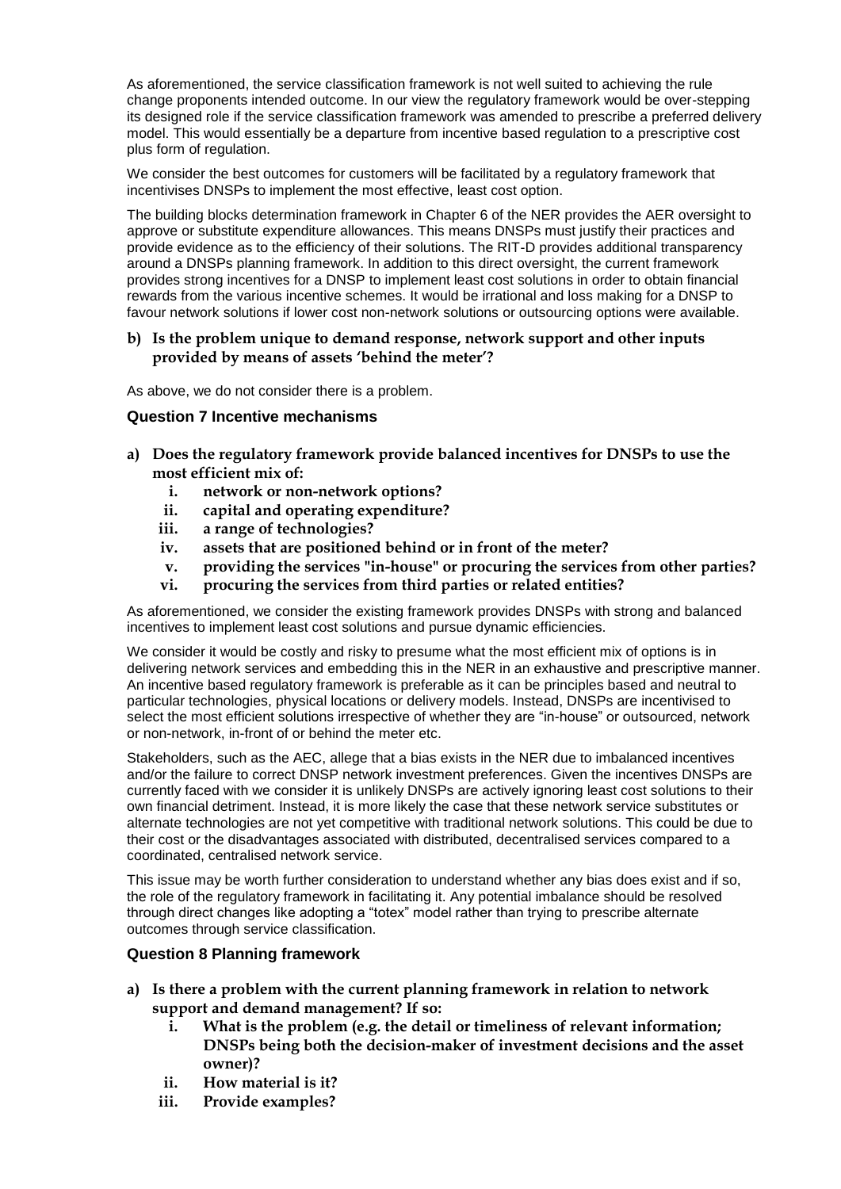As aforementioned, the service classification framework is not well suited to achieving the rule change proponents intended outcome. In our view the regulatory framework would be over-stepping its designed role if the service classification framework was amended to prescribe a preferred delivery model. This would essentially be a departure from incentive based regulation to a prescriptive cost plus form of regulation.

We consider the best outcomes for customers will be facilitated by a regulatory framework that incentivises DNSPs to implement the most effective, least cost option.

The building blocks determination framework in Chapter 6 of the NER provides the AER oversight to approve or substitute expenditure allowances. This means DNSPs must justify their practices and provide evidence as to the efficiency of their solutions. The RIT-D provides additional transparency around a DNSPs planning framework. In addition to this direct oversight, the current framework provides strong incentives for a DNSP to implement least cost solutions in order to obtain financial rewards from the various incentive schemes. It would be irrational and loss making for a DNSP to favour network solutions if lower cost non-network solutions or outsourcing options were available.

**b) Is the problem unique to demand response, network support and other inputs provided by means of assets 'behind the meter'?**

As above, we do not consider there is a problem.

### Question 7 Incentive mechanisms

**a) Does the regulatory framework provide balanced incentives for DNSPs to use the most efficient mix of:**

   **i. network or non-network options?**
   **ii. capital and operating expenditure?**
   **iii. a range of technologies?**
   **iv. assets that are positioned behind or in front of the meter?**
   **v. providing the services "in-house" or procuring the services from other parties?**
   **vi. procuring the services from third parties or related entities?**

As aforementioned, we consider the existing framework provides DNSPs with strong and balanced incentives to implement least cost solutions and pursue dynamic efficiencies.

We consider it would be costly and risky to presume what the most efficient mix of options is in delivering network services and embedding this in the NER in an exhaustive and prescriptive manner. An incentive based regulatory framework is preferable as it can be principles based and neutral to particular technologies, physical locations or delivery models. Instead, DNSPs are incentivised to select the most efficient solutions irrespective of whether they are "in-house" or outsourced, network or non-network, in-front of or behind the meter etc.

Stakeholders, such as the AEC, allege that a bias exists in the NER due to imbalanced incentives and/or the failure to correct DNSP network investment preferences. Given the incentives DNSPs are currently faced with we consider it is unlikely DNSPs are actively ignoring least cost solutions to their own financial detriment. Instead, it is more likely the case that these network service substitutes or alternate technologies are not yet competitive with traditional network solutions. This could be due to their cost or the disadvantages associated with distributed, decentralised services compared to a coordinated, centralised network service.

This issue may be worth further consideration to understand whether any bias does exist and if so, the role of the regulatory framework in facilitating it. Any potential imbalance should be resolved through direct changes like adopting a "totex" model rather than trying to prescribe alternate outcomes through service classification.

### Question 8 Planning framework

**a) Is there a problem with the current planning framework in relation to network support and demand management? If so:**

   **i. What is the problem (e.g. the detail or timeliness of relevant information; DNSPs being both the decision-maker of investment decisions and the asset owner)?**
   **ii. How material is it?**
   **iii. Provide examples?**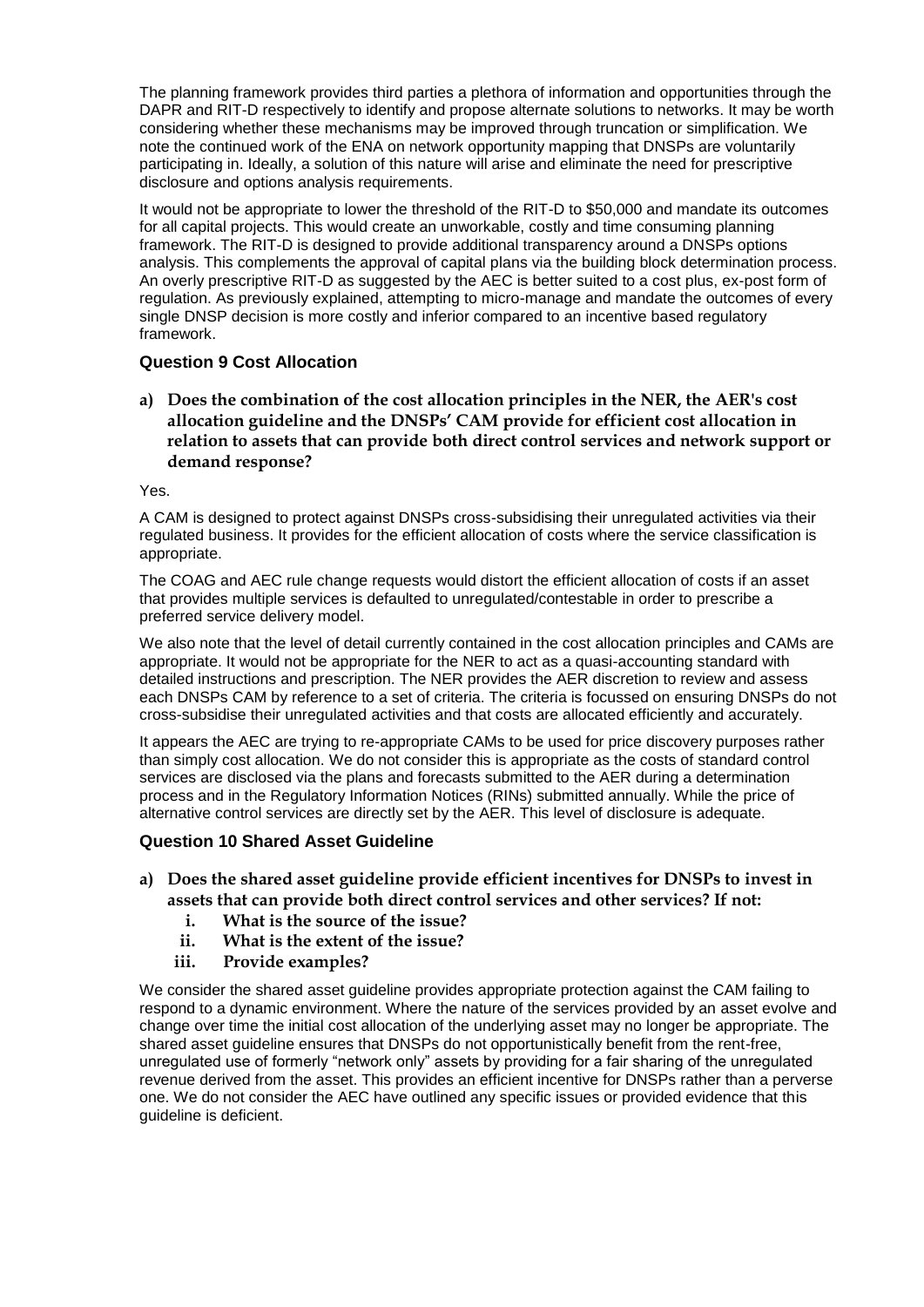The planning framework provides third parties a plethora of information and opportunities through the DAPR and RIT-D respectively to identify and propose alternate solutions to networks. It may be worth considering whether these mechanisms may be improved through truncation or simplification. We note the continued work of the ENA on network opportunity mapping that DNSPs are voluntarily participating in. Ideally, a solution of this nature will arise and eliminate the need for prescriptive disclosure and options analysis requirements.

It would not be appropriate to lower the threshold of the RIT-D to $50,000 and mandate its outcomes for all capital projects. This would create an unworkable, costly and time consuming planning framework. The RIT-D is designed to provide additional transparency around a DNSPs options analysis. This complements the approval of capital plans via the building block determination process. An overly prescriptive RIT-D as suggested by the AEC is better suited to a cost plus, ex-post form of regulation. As previously explained, attempting to micro-manage and mandate the outcomes of every single DNSP decision is more costly and inferior compared to an incentive based regulatory framework.

### Question 9 Cost Allocation

**a) Does the combination of the cost allocation principles in the NER, the AER's cost allocation guideline and the DNSPs' CAM provide for efficient cost allocation in relation to assets that can provide both direct control services and network support or demand response?**

Yes.

A CAM is designed to protect against DNSPs cross-subsidising their unregulated activities via their regulated business. It provides for the efficient allocation of costs where the service classification is appropriate.

The COAG and AEC rule change requests would distort the efficient allocation of costs if an asset that provides multiple services is defaulted to unregulated/contestable in order to prescribe a preferred service delivery model.

We also note that the level of detail currently contained in the cost allocation principles and CAMs are appropriate. It would not be appropriate for the NER to act as a quasi-accounting standard with detailed instructions and prescription. The NER provides the AER discretion to review and assess each DNSPs CAM by reference to a set of criteria. The criteria is focussed on ensuring DNSPs do not cross-subsidise their unregulated activities and that costs are allocated efficiently and accurately.

It appears the AEC are trying to re-appropriate CAMs to be used for price discovery purposes rather than simply cost allocation. We do not consider this is appropriate as the costs of standard control services are disclosed via the plans and forecasts submitted to the AER during a determination process and in the Regulatory Information Notices (RINs) submitted annually. While the price of alternative control services are directly set by the AER. This level of disclosure is adequate.

### Question 10 Shared Asset Guideline

**a) Does the shared asset guideline provide efficient incentives for DNSPs to invest in assets that can provide both direct control services and other services? If not:**
   - **i. What is the source of the issue?**
   - **ii. What is the extent of the issue?**
   - **iii. Provide examples?**

We consider the shared asset guideline provides appropriate protection against the CAM failing to respond to a dynamic environment. Where the nature of the services provided by an asset evolve and change over time the initial cost allocation of the underlying asset may no longer be appropriate. The shared asset guideline ensures that DNSPs do not opportunistically benefit from the rent-free, unregulated use of formerly "network only" assets by providing for a fair sharing of the unregulated revenue derived from the asset. This provides an efficient incentive for DNSPs rather than a perverse one. We do not consider the AEC have outlined any specific issues or provided evidence that this guideline is deficient.